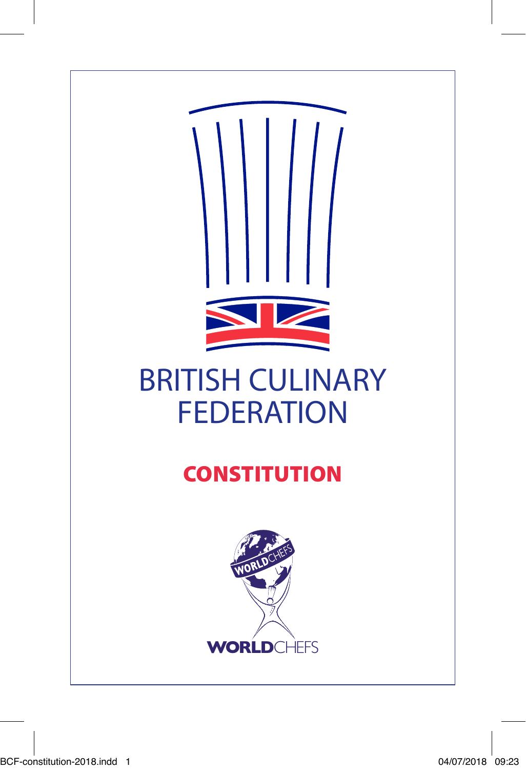# BRITISH CULINARY FEDERATION

## CONSTITUTION

WORLDCHEFS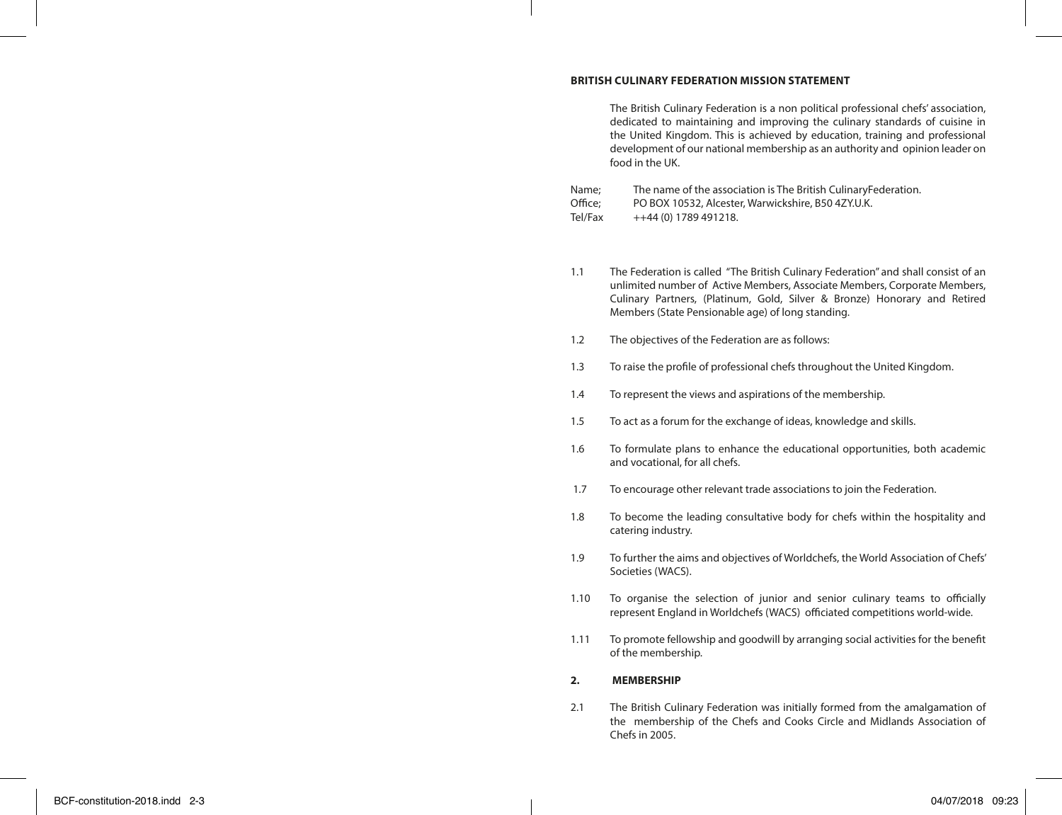**BRITISH CULINARY FEDERATION MISSION STATEMENT**

The British Culinary Federation is a non political professional chefs' association, dedicated to maintaining and improving the culinary standards of cuisine in the United Kingdom. This is achieved by education, training and professional development of our national membership as an authority and opinion leader on food in the UK.

Name; The name of the association is The British CulinaryFederation.
Office; PO BOX 10532, Alcester, Warwickshire, B50 4ZY.U.K.
Tel/Fax ++44 (0) 1789 491218.

1.1 The Federation is called "The British Culinary Federation" and shall consist of an unlimited number of Active Members, Associate Members, Corporate Members, Culinary Partners, (Platinum, Gold, Silver & Bronze) Honorary and Retired Members (State Pensionable age) of long standing.

1.2 The objectives of the Federation are as follows:

1.3 To raise the profile of professional chefs throughout the United Kingdom.

1.4 To represent the views and aspirations of the membership.

1.5 To act as a forum for the exchange of ideas, knowledge and skills.

1.6 To formulate plans to enhance the educational opportunities, both academic and vocational, for all chefs.

1.7 To encourage other relevant trade associations to join the Federation.

1.8 To become the leading consultative body for chefs within the hospitality and catering industry.

1.9 To further the aims and objectives of Worldchefs, the World Association of Chefs' Societies (WACS).

1.10 To organise the selection of junior and senior culinary teams to officially represent England in Worldchefs (WACS) officiated competitions world-wide.

1.11 To promote fellowship and goodwill by arranging social activities for the benefit of the membership.

**2. MEMBERSHIP**

2.1 The British Culinary Federation was initially formed from the amalgamation of the membership of the Chefs and Cooks Circle and Midlands Association of Chefs in 2005.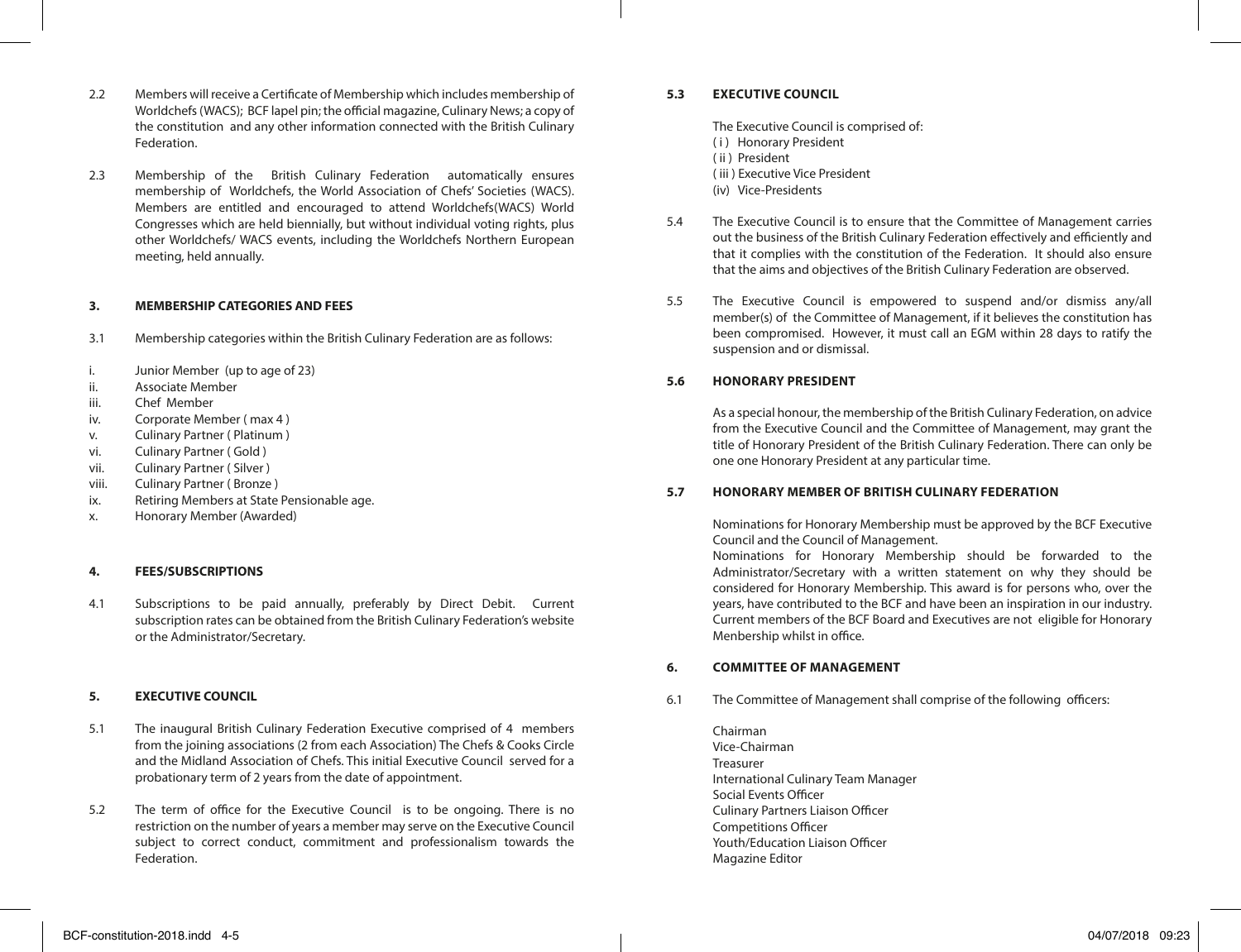2.2 Members will receive a Certificate of Membership which includes membership of Worldchefs (WACS); BCF lapel pin; the official magazine, Culinary News; a copy of the constitution and any other information connected with the British Culinary Federation.

2.3 Membership of the British Culinary Federation automatically ensures membership of Worldchefs, the World Association of Chefs' Societies (WACS). Members are entitled and encouraged to attend Worldchefs(WACS) World Congresses which are held biennially, but without individual voting rights, plus other Worldchefs/ WACS events, including the Worldchefs Northern European meeting, held annually.

## 3. MEMBERSHIP CATEGORIES AND FEES

3.1 Membership categories within the British Culinary Federation are as follows:

i. Junior Member (up to age of 23)
ii. Associate Member
iii. Chef Member
iv. Corporate Member ( max 4 )
v. Culinary Partner ( Platinum )
vi. Culinary Partner ( Gold )
vii. Culinary Partner ( Silver )
viii. Culinary Partner ( Bronze )
ix. Retiring Members at State Pensionable age.
x. Honorary Member (Awarded)

## 4. FEES/SUBSCRIPTIONS

4.1 Subscriptions to be paid annually, preferably by Direct Debit. Current subscription rates can be obtained from the British Culinary Federation's website or the Administrator/Secretary.

## 5. EXECUTIVE COUNCIL

5.1 The inaugural British Culinary Federation Executive comprised of 4 members from the joining associations (2 from each Association) The Chefs & Cooks Circle and the Midland Association of Chefs. This initial Executive Council served for a probationary term of 2 years from the date of appointment.

5.2 The term of office for the Executive Council is to be ongoing. There is no restriction on the number of years a member may serve on the Executive Council subject to correct conduct, commitment and professionalism towards the Federation.

### 5.3 EXECUTIVE COUNCIL

The Executive Council is comprised of:
( i ) Honorary President
( ii ) President
( iii ) Executive Vice President
(iv) Vice-Presidents

5.4 The Executive Council is to ensure that the Committee of Management carries out the business of the British Culinary Federation effectively and efficiently and that it complies with the constitution of the Federation. It should also ensure that the aims and objectives of the British Culinary Federation are observed.

5.5 The Executive Council is empowered to suspend and/or dismiss any/all member(s) of the Committee of Management, if it believes the constitution has been compromised. However, it must call an EGM within 28 days to ratify the suspension and or dismissal.

### 5.6 HONORARY PRESIDENT

As a special honour, the membership of the British Culinary Federation, on advice from the Executive Council and the Committee of Management, may grant the title of Honorary President of the British Culinary Federation. There can only be one one Honorary President at any particular time.

### 5.7 HONORARY MEMBER OF BRITISH CULINARY FEDERATION

Nominations for Honorary Membership must be approved by the BCF Executive Council and the Council of Management.
Nominations for Honorary Membership should be forwarded to the Administrator/Secretary with a written statement on why they should be considered for Honorary Membership. This award is for persons who, over the years, have contributed to the BCF and have been an inspiration in our industry. Current members of the BCF Board and Executives are not eligible for Honorary Menbership whilst in office.

## 6. COMMITTEE OF MANAGEMENT

6.1 The Committee of Management shall comprise of the following officers:

Chairman
Vice-Chairman
Treasurer
International Culinary Team Manager
Social Events Officer
Culinary Partners Liaison Officer
Competitions Officer
Youth/Education Liaison Officer
Magazine Editor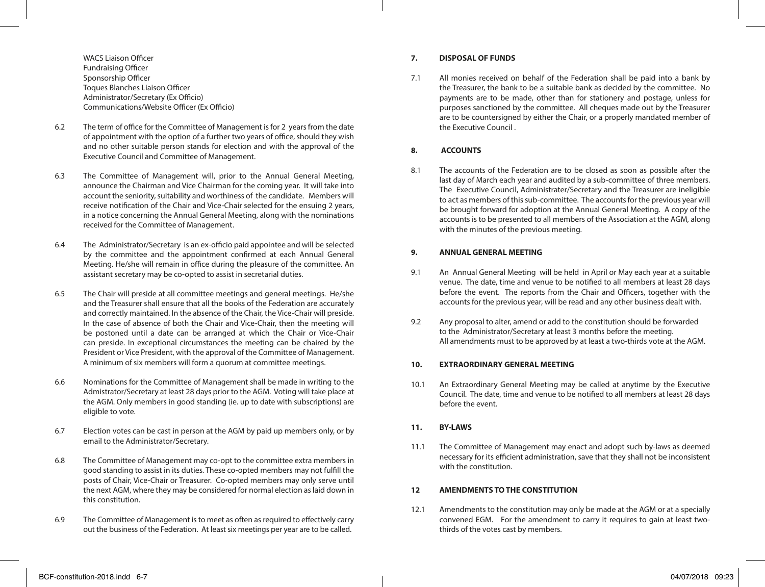WACS Liaison Officer
Fundraising Officer
Sponsorship Officer
Toques Blanches Liaison Officer
Administrator/Secretary (Ex Officio)
Communications/Website Officer (Ex Officio)

6.2 The term of office for the Committee of Management is for 2 years from the date of appointment with the option of a further two years of office, should they wish and no other suitable person stands for election and with the approval of the Executive Council and Committee of Management.

6.3 The Committee of Management will, prior to the Annual General Meeting, announce the Chairman and Vice Chairman for the coming year. It will take into account the seniority, suitability and worthiness of the candidate. Members will receive notification of the Chair and Vice-Chair selected for the ensuing 2 years, in a notice concerning the Annual General Meeting, along with the nominations received for the Committee of Management.

6.4 The Administrator/Secretary is an ex-officio paid appointee and will be selected by the committee and the appointment confirmed at each Annual General Meeting. He/she will remain in office during the pleasure of the committee. An assistant secretary may be co-opted to assist in secretarial duties.

6.5 The Chair will preside at all committee meetings and general meetings. He/she and the Treasurer shall ensure that all the books of the Federation are accurately and correctly maintained. In the absence of the Chair, the Vice-Chair will preside. In the case of absence of both the Chair and Vice-Chair, then the meeting will be postoned until a date can be arranged at which the Chair or Vice-Chair can preside. In exceptional circumstances the meeting can be chaired by the President or Vice President, with the approval of the Committee of Management. A minimum of six members will form a quorum at committee meetings.

6.6 Nominations for the Committee of Management shall be made in writing to the Admistrator/Secretary at least 28 days prior to the AGM. Voting will take place at the AGM. Only members in good standing (ie. up to date with subscriptions) are eligible to vote.

6.7 Election votes can be cast in person at the AGM by paid up members only, or by email to the Administrator/Secretary.

6.8 The Committee of Management may co-opt to the committee extra members in good standing to assist in its duties. These co-opted members may not fulfill the posts of Chair, Vice-Chair or Treasurer. Co-opted members may only serve until the next AGM, where they may be considered for normal election as laid down in this constitution.

6.9 The Committee of Management is to meet as often as required to effectively carry out the business of the Federation. At least six meetings per year are to be called.

## 7. DISPOSAL OF FUNDS

7.1 All monies received on behalf of the Federation shall be paid into a bank by the Treasurer, the bank to be a suitable bank as decided by the committee. No payments are to be made, other than for stationery and postage, unless for purposes sanctioned by the committee. All cheques made out by the Treasurer are to be countersigned by either the Chair, or a properly mandated member of the Executive Council .

## 8. ACCOUNTS

8.1 The accounts of the Federation are to be closed as soon as possible after the last day of March each year and audited by a sub-committee of three members. The Executive Council, Administrater/Secretary and the Treasurer are ineligible to act as members of this sub-committee. The accounts for the previous year will be brought forward for adoption at the Annual General Meeting. A copy of the accounts is to be presented to all members of the Association at the AGM, along with the minutes of the previous meeting.

## 9. ANNUAL GENERAL MEETING

9.1 An Annual General Meeting will be held in April or May each year at a suitable venue. The date, time and venue to be notified to all members at least 28 days before the event. The reports from the Chair and Officers, together with the accounts for the previous year, will be read and any other business dealt with.

9.2 Any proposal to alter, amend or add to the constitution should be forwarded to the Administrator/Secretary at least 3 months before the meeting. All amendments must to be approved by at least a two-thirds vote at the AGM.

## 10. EXTRAORDINARY GENERAL MEETING

10.1 An Extraordinary General Meeting may be called at anytime by the Executive Council. The date, time and venue to be notified to all members at least 28 days before the event.

## 11. BY-LAWS

11.1 The Committee of Management may enact and adopt such by-laws as deemed necessary for its efficient administration, save that they shall not be inconsistent with the constitution.

## 12 AMENDMENTS TO THE CONSTITUTION

12.1 Amendments to the constitution may only be made at the AGM or at a specially convened EGM. For the amendment to carry it requires to gain at least two-thirds of the votes cast by members.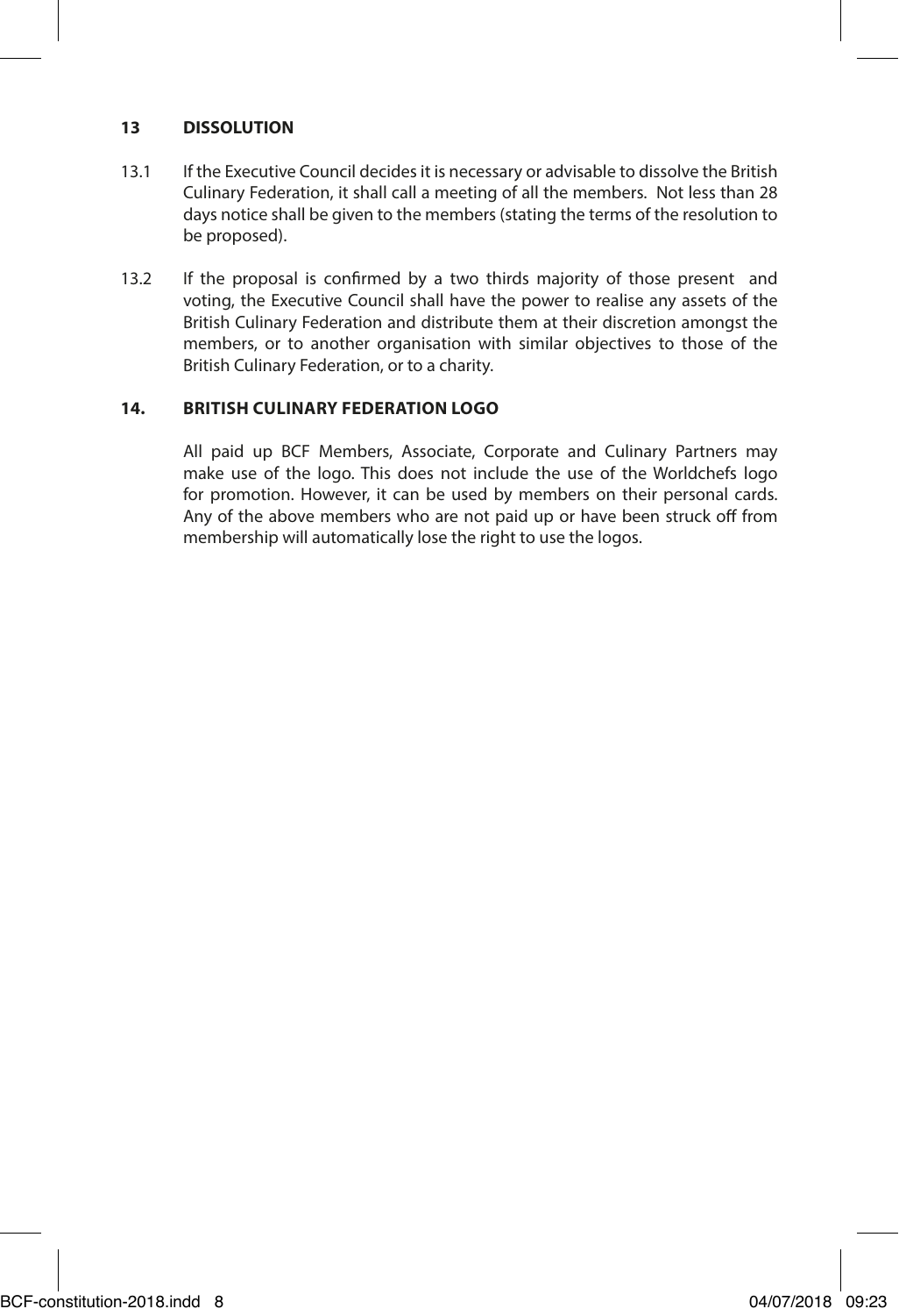## 13 DISSOLUTION

13.1 If the Executive Council decides it is necessary or advisable to dissolve the British Culinary Federation, it shall call a meeting of all the members. Not less than 28 days notice shall be given to the members (stating the terms of the resolution to be proposed).

13.2 If the proposal is confirmed by a two thirds majority of those present and voting, the Executive Council shall have the power to realise any assets of the British Culinary Federation and distribute them at their discretion amongst the members, or to another organisation with similar objectives to those of the British Culinary Federation, or to a charity.

## 14. BRITISH CULINARY FEDERATION LOGO

All paid up BCF Members, Associate, Corporate and Culinary Partners may make use of the logo. This does not include the use of the Worldchefs logo for promotion. However, it can be used by members on their personal cards. Any of the above members who are not paid up or have been struck off from membership will automatically lose the right to use the logos.